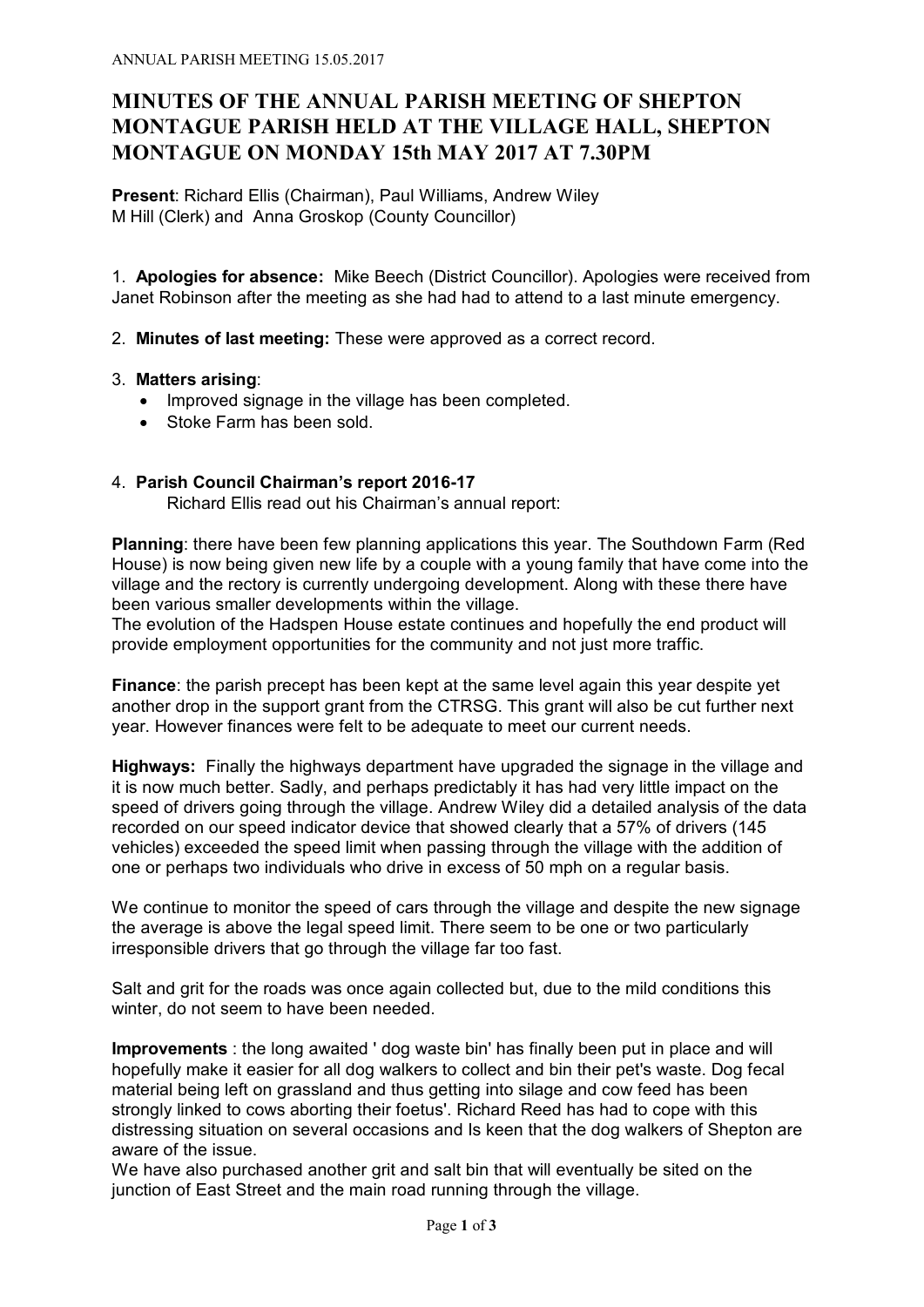# MINUTES OF THE ANNUAL PARISH MEETING OF SHEPTON MONTAGUE PARISH HELD AT THE VILLAGE HALL, SHEPTON MONTAGUE ON MONDAY 15th MAY 2017 AT 7.30PM

**Present**: Richard Ellis (Chairman), Paul Williams, Andrew Wiley
M Hill (Clerk) and Anna Groskop (County Councillor)

1. **Apologies for absence:** Mike Beech (District Councillor). Apologies were received from Janet Robinson after the meeting as she had had to attend to a last minute emergency.

2. **Minutes of last meeting:** These were approved as a correct record.

3. **Matters arising**:
    - Improved signage in the village has been completed.
    - Stoke Farm has been sold.

4. **Parish Council Chairman's report 2016-17**

    Richard Ellis read out his Chairman's annual report:

**Planning**: there have been few planning applications this year. The Southdown Farm (Red House) is now being given new life by a couple with a young family that have come into the village and the rectory is currently undergoing development. Along with these there have been various smaller developments within the village.
The evolution of the Hadspen House estate continues and hopefully the end product will provide employment opportunities for the community and not just more traffic.

**Finance**: the parish precept has been kept at the same level again this year despite yet another drop in the support grant from the CTRSG. This grant will also be cut further next year. However finances were felt to be adequate to meet our current needs.

**Highways:** Finally the highways department have upgraded the signage in the village and it is now much better. Sadly, and perhaps predictably it has had very little impact on the speed of drivers going through the village. Andrew Wiley did a detailed analysis of the data recorded on our speed indicator device that showed clearly that a 57% of drivers (145 vehicles) exceeded the speed limit when passing through the village with the addition of one or perhaps two individuals who drive in excess of 50 mph on a regular basis.

We continue to monitor the speed of cars through the village and despite the new signage the average is above the legal speed limit. There seem to be one or two particularly irresponsible drivers that go through the village far too fast.

Salt and grit for the roads was once again collected but, due to the mild conditions this winter, do not seem to have been needed.

**Improvements** : the long awaited ' dog waste bin' has finally been put in place and will hopefully make it easier for all dog walkers to collect and bin their pet's waste. Dog fecal material being left on grassland and thus getting into silage and cow feed has been strongly linked to cows aborting their foetus'. Richard Reed has had to cope with this distressing situation on several occasions and Is keen that the dog walkers of Shepton are aware of the issue.
We have also purchased another grit and salt bin that will eventually be sited on the junction of East Street and the main road running through the village.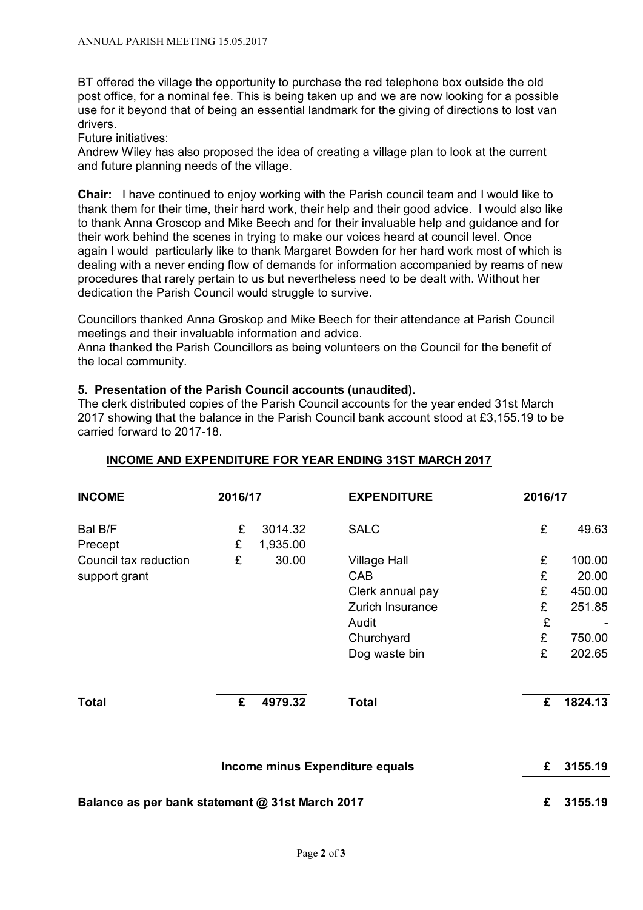BT offered the village the opportunity to purchase the red telephone box outside the old post office, for a nominal fee. This is being taken up and we are now looking for a possible use for it beyond that of being an essential landmark for the giving of directions to lost van drivers.

Future initiatives:

Andrew Wiley has also proposed the idea of creating a village plan to look at the current and future planning needs of the village.

**Chair:** I have continued to enjoy working with the Parish council team and I would like to thank them for their time, their hard work, their help and their good advice. I would also like to thank Anna Groscop and Mike Beech and for their invaluable help and guidance and for their work behind the scenes in trying to make our voices heard at council level. Once again I would particularly like to thank Margaret Bowden for her hard work most of which is dealing with a never ending flow of demands for information accompanied by reams of new procedures that rarely pertain to us but nevertheless need to be dealt with. Without her dedication the Parish Council would struggle to survive.

Councillors thanked Anna Groskop and Mike Beech for their attendance at Parish Council meetings and their invaluable information and advice.

Anna thanked the Parish Councillors as being volunteers on the Council for the benefit of the local community.

### 5. Presentation of the Parish Council accounts (unaudited).

The clerk distributed copies of the Parish Council accounts for the year ended 31st March 2017 showing that the balance in the Parish Council bank account stood at £3,155.19 to be carried forward to 2017-18.

**INCOME AND EXPENDITURE FOR YEAR ENDING 31ST MARCH 2017**

| **INCOME** | **2016/17** | | **EXPENDITURE** | **2016/17** | |
|---|---|---|---|---|---|
| Bal B/F | £ | 3014.32 | SALC | £ | 49.63 |
| Precept | £ | 1,935.00 | | | |
| Council tax reduction support grant | £ | 30.00 | Village Hall | £ | 100.00 |
| | | | CAB | £ | 20.00 |
| | | | Clerk annual pay | £ | 450.00 |
| | | | Zurich Insurance | £ | 251.85 |
| | | | Audit | £ | - |
| | | | Churchyard | £ | 750.00 |
| | | | Dog waste bin | £ | 202.65 |
| **Total** | **£** | **4979.32** | **Total** | **£** | **1824.13** |
| | | | **Income minus Expenditure equals** | **£** | **3155.19** |
| **Balance as per bank statement @ 31st March 2017** | | | | **£** | **3155.19** |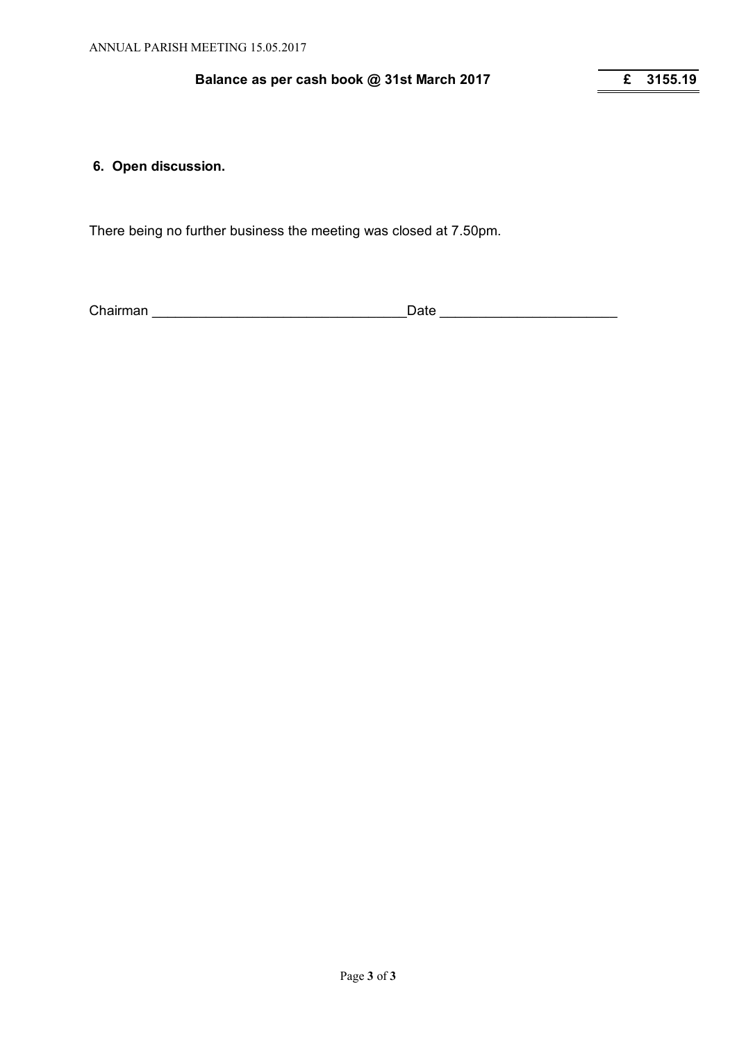**Balance as per cash book @ 31st March 2017** **£ 3155.19**

**6. Open discussion.**

There being no further business the meeting was closed at 7.50pm.

Chairman \_\_\_\_\_\_\_\_\_\_\_\_\_\_\_\_\_\_\_\_\_\_\_\_\_\_\_\_\_\_\_\_\_Date \_\_\_\_\_\_\_\_\_\_\_\_\_\_\_\_\_\_\_\_\_\_\_